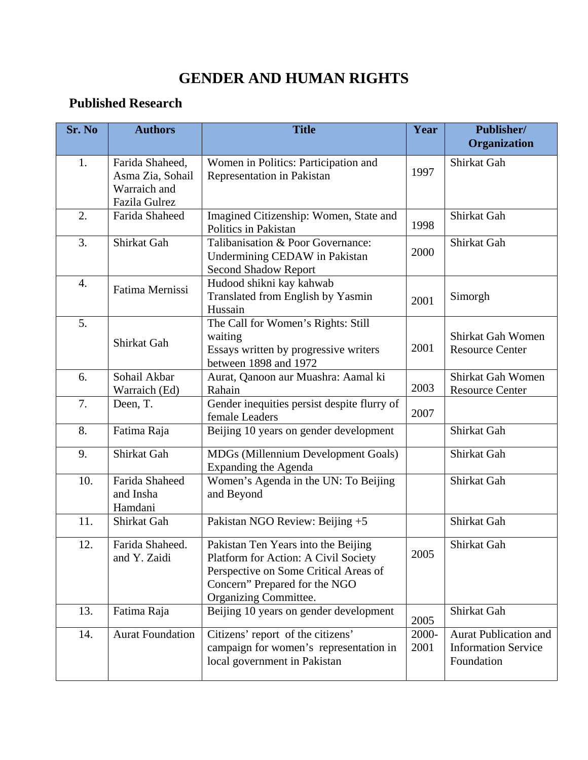# GENDER AND HUMAN RIGHTS

## Published Research

| Sr. No | Authors | Title | Year | Publisher/ Organization |
|---|---|---|---|---|
| 1. | Farida Shaheed, Asma Zia, Sohail Warraich and Fazila Gulrez | Women in Politics: Participation and Representation in Pakistan | 1997 | Shirkat Gah |
| 2. | Farida Shaheed | Imagined Citizenship: Women, State and Politics in Pakistan | 1998 | Shirkat Gah |
| 3. | Shirkat Gah | Talibanisation & Poor Governance: Undermining CEDAW in Pakistan Second Shadow Report | 2000 | Shirkat Gah |
| 4. | Fatima Mernissi | Hudood shikni kay kahwab Translated from English by Yasmin Hussain | 2001 | Simorgh |
| 5. | Shirkat Gah | The Call for Women's Rights: Still waiting Essays written by progressive writers between 1898 and 1972 | 2001 | Shirkat Gah Women Resource Center |
| 6. | Sohail Akbar Warraich (Ed) | Aurat, Qanoon aur Muashra: Aamal ki Rahain | 2003 | Shirkat Gah Women Resource Center |
| 7. | Deen, T. | Gender inequities persist despite flurry of female Leaders | 2007 | |
| 8. | Fatima Raja | Beijing 10 years on gender development | | Shirkat Gah |
| 9. | Shirkat Gah | MDGs (Millennium Development Goals) Expanding the Agenda | | Shirkat Gah |
| 10. | Farida Shaheed and Insha Hamdani | Women's Agenda in the UN: To Beijing and Beyond | | Shirkat Gah |
| 11. | Shirkat Gah | Pakistan NGO Review: Beijing +5 | | Shirkat Gah |
| 12. | Farida Shaheed. and Y. Zaidi | Pakistan Ten Years into the Beijing Platform for Action: A Civil Society Perspective on Some Critical Areas of Concern" Prepared for the NGO Organizing Committee. | 2005 | Shirkat Gah |
| 13. | Fatima Raja | Beijing 10 years on gender development | 2005 | Shirkat Gah |
| 14. | Aurat Foundation | Citizens' report of the citizens' campaign for women's representation in local government in Pakistan | 2000-2001 | Aurat Publication and Information Service Foundation |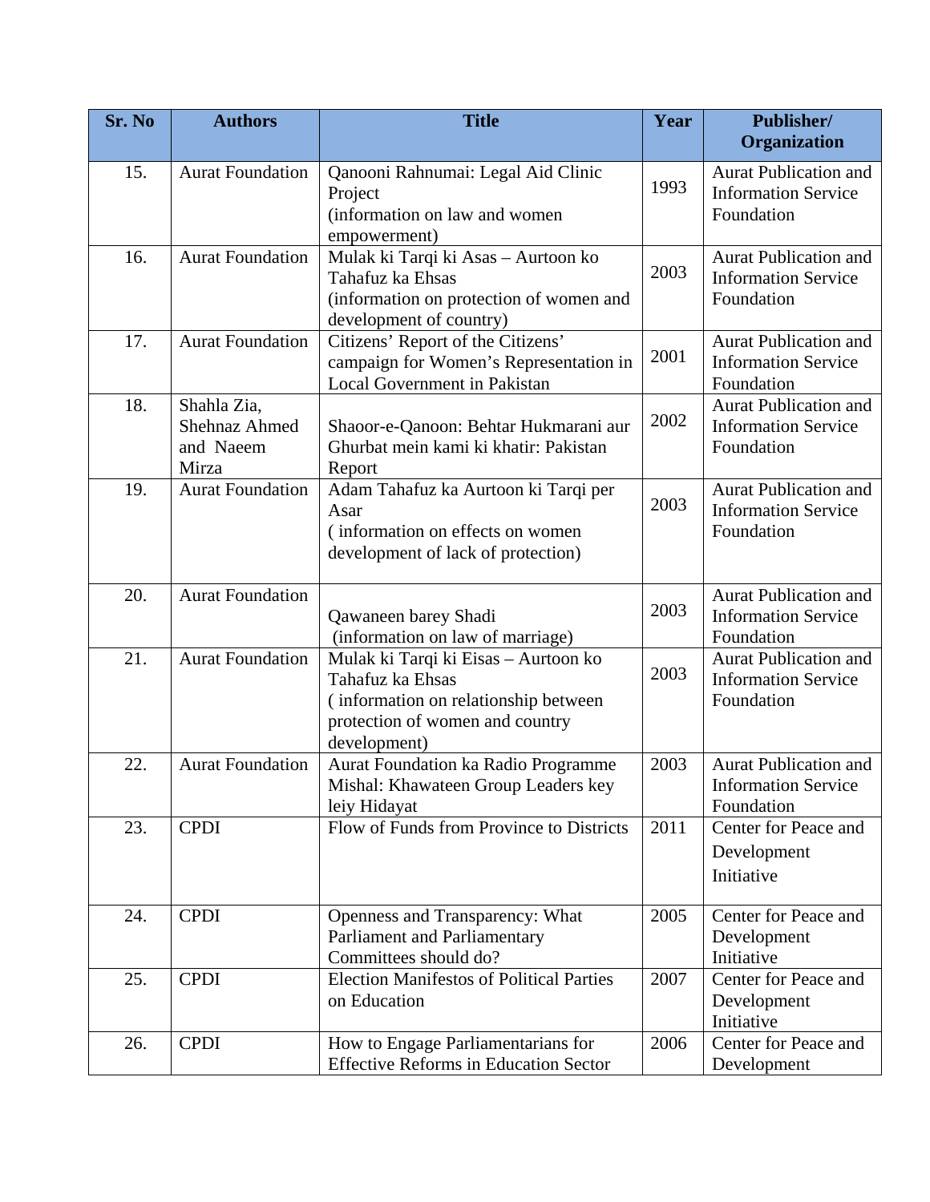| Sr. No | Authors | Title | Year | Publisher/ Organization |
|---|---|---|---|---|
| 15. | Aurat Foundation | Qanooni Rahnumai: Legal Aid Clinic Project (information on law and women empowerment) | 1993 | Aurat Publication and Information Service Foundation |
| 16. | Aurat Foundation | Mulak ki Tarqi ki Asas – Aurtoon ko Tahafuz ka Ehsas (information on protection of women and development of country) | 2003 | Aurat Publication and Information Service Foundation |
| 17. | Aurat Foundation | Citizens' Report of the Citizens' campaign for Women's Representation in Local Government in Pakistan | 2001 | Aurat Publication and Information Service Foundation |
| 18. | Shahla Zia, Shehnaz Ahmed and Naeem Mirza | Shaoor-e-Qanoon: Behtar Hukmarani aur Ghurbat mein kami ki khatir: Pakistan Report | 2002 | Aurat Publication and Information Service Foundation |
| 19. | Aurat Foundation | Adam Tahafuz ka Aurtoon ki Tarqi per Asar ( information on effects on women development of lack of protection) | 2003 | Aurat Publication and Information Service Foundation |
| 20. | Aurat Foundation | Qawaneen barey Shadi (information on law of marriage) | 2003 | Aurat Publication and Information Service Foundation |
| 21. | Aurat Foundation | Mulak ki Tarqi ki Eisas – Aurtoon ko Tahafuz ka Ehsas ( information on relationship between protection of women and country development) | 2003 | Aurat Publication and Information Service Foundation |
| 22. | Aurat Foundation | Aurat Foundation ka Radio Programme Mishal: Khawateen Group Leaders key leiy Hidayat | 2003 | Aurat Publication and Information Service Foundation |
| 23. | CPDI | Flow of Funds from Province to Districts | 2011 | Center for Peace and Development Initiative |
| 24. | CPDI | Openness and Transparency: What Parliament and Parliamentary Committees should do? | 2005 | Center for Peace and Development Initiative |
| 25. | CPDI | Election Manifestos of Political Parties on Education | 2007 | Center for Peace and Development Initiative |
| 26. | CPDI | How to Engage Parliamentarians for Effective Reforms in Education Sector | 2006 | Center for Peace and Development |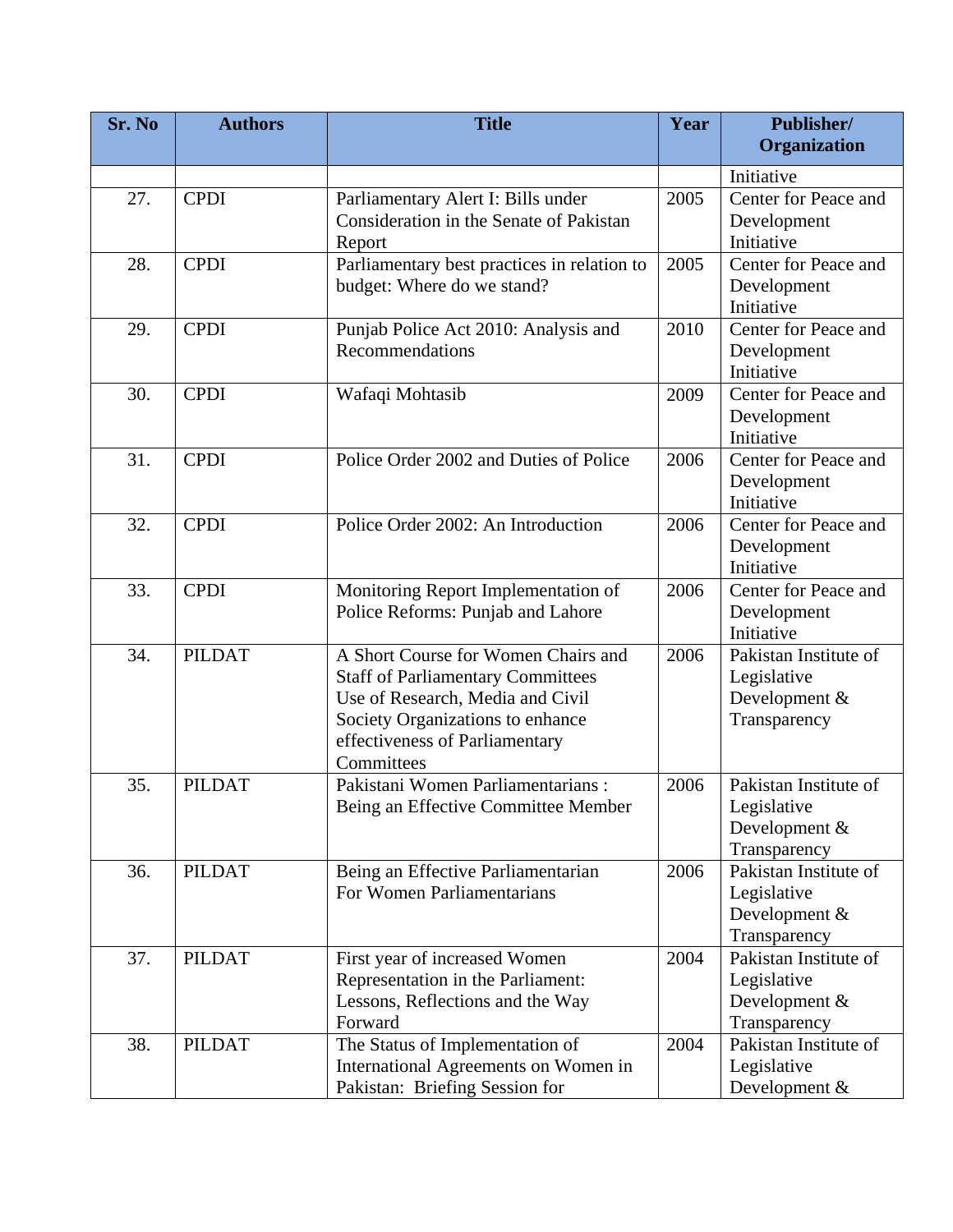| Sr. No | Authors | Title | Year | Publisher/ Organization |
|---|---|---|---|---|
| | | | | Initiative |
| 27. | CPDI | Parliamentary Alert I: Bills under Consideration in the Senate of Pakistan Report | 2005 | Center for Peace and Development Initiative |
| 28. | CPDI | Parliamentary best practices in relation to budget: Where do we stand? | 2005 | Center for Peace and Development Initiative |
| 29. | CPDI | Punjab Police Act 2010: Analysis and Recommendations | 2010 | Center for Peace and Development Initiative |
| 30. | CPDI | Wafaqi Mohtasib | 2009 | Center for Peace and Development Initiative |
| 31. | CPDI | Police Order 2002 and Duties of Police | 2006 | Center for Peace and Development Initiative |
| 32. | CPDI | Police Order 2002: An Introduction | 2006 | Center for Peace and Development Initiative |
| 33. | CPDI | Monitoring Report Implementation of Police Reforms: Punjab and Lahore | 2006 | Center for Peace and Development Initiative |
| 34. | PILDAT | A Short Course for Women Chairs and Staff of Parliamentary Committees Use of Research, Media and Civil Society Organizations to enhance effectiveness of Parliamentary Committees | 2006 | Pakistan Institute of Legislative Development & Transparency |
| 35. | PILDAT | Pakistani Women Parliamentarians : Being an Effective Committee Member | 2006 | Pakistan Institute of Legislative Development & Transparency |
| 36. | PILDAT | Being an Effective Parliamentarian For Women Parliamentarians | 2006 | Pakistan Institute of Legislative Development & Transparency |
| 37. | PILDAT | First year of increased Women Representation in the Parliament: Lessons, Reflections and the Way Forward | 2004 | Pakistan Institute of Legislative Development & Transparency |
| 38. | PILDAT | The Status of Implementation of International Agreements on Women in Pakistan: Briefing Session for | 2004 | Pakistan Institute of Legislative Development & |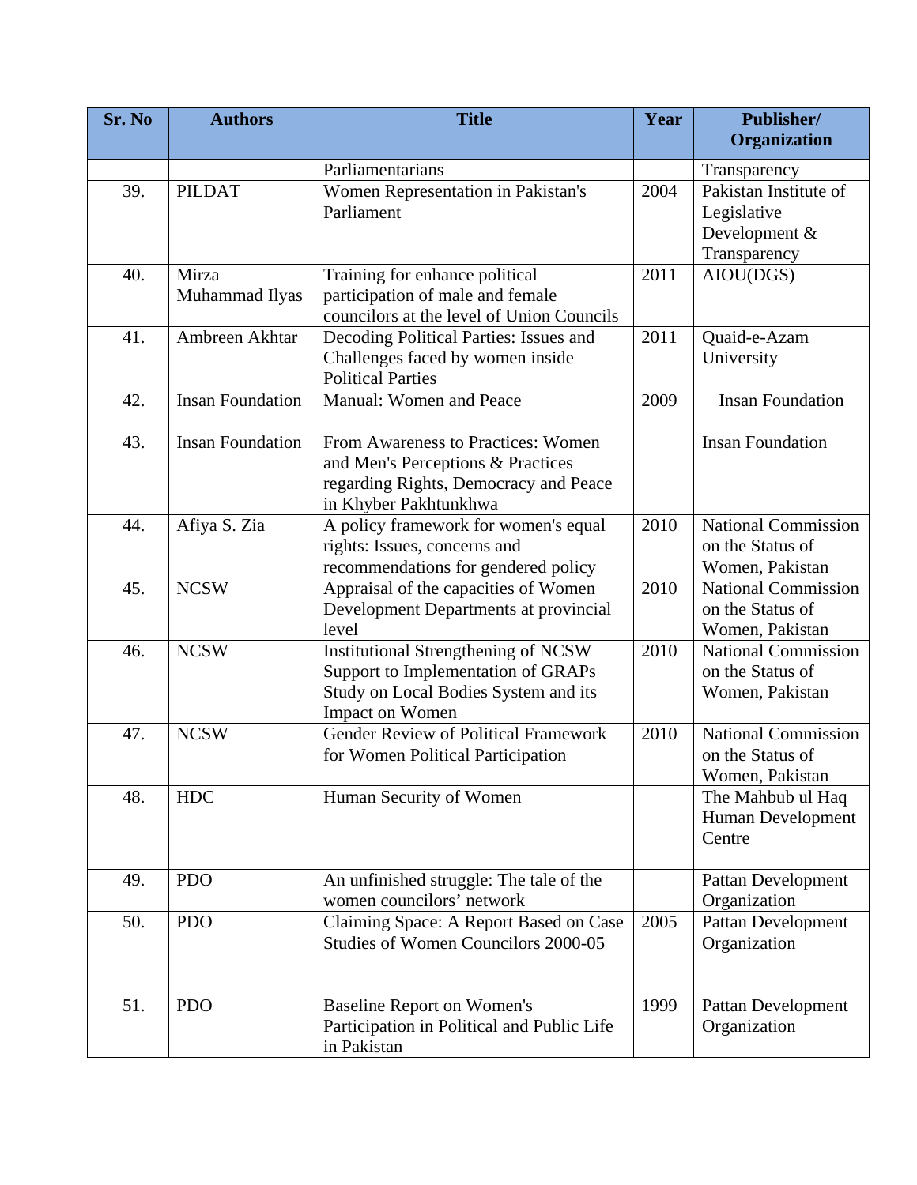| Sr. No | Authors | Title | Year | Publisher/ Organization |
|---|---|---|---|---|
| | | Parliamentarians | | Transparency |
| 39. | PILDAT | Women Representation in Pakistan's Parliament | 2004 | Pakistan Institute of Legislative Development & Transparency |
| 40. | Mirza Muhammad Ilyas | Training for enhance political participation of male and female councilors at the level of Union Councils | 2011 | AIOU(DGS) |
| 41. | Ambreen Akhtar | Decoding Political Parties: Issues and Challenges faced by women inside Political Parties | 2011 | Quaid-e-Azam University |
| 42. | Insan Foundation | Manual: Women and Peace | 2009 | Insan Foundation |
| 43. | Insan Foundation | From Awareness to Practices: Women and Men's Perceptions & Practices regarding Rights, Democracy and Peace in Khyber Pakhtunkhwa | | Insan Foundation |
| 44. | Afiya S. Zia | A policy framework for women's equal rights: Issues, concerns and recommendations for gendered policy | 2010 | National Commission on the Status of Women, Pakistan |
| 45. | NCSW | Appraisal of the capacities of Women Development Departments at provincial level | 2010 | National Commission on the Status of Women, Pakistan |
| 46. | NCSW | Institutional Strengthening of NCSW Support to Implementation of GRAPs Study on Local Bodies System and its Impact on Women | 2010 | National Commission on the Status of Women, Pakistan |
| 47. | NCSW | Gender Review of Political Framework for Women Political Participation | 2010 | National Commission on the Status of Women, Pakistan |
| 48. | HDC | Human Security of Women | | The Mahbub ul Haq Human Development Centre |
| 49. | PDO | An unfinished struggle: The tale of the women councilors' network | | Pattan Development Organization |
| 50. | PDO | Claiming Space: A Report Based on Case Studies of Women Councilors 2000-05 | 2005 | Pattan Development Organization |
| 51. | PDO | Baseline Report on Women's Participation in Political and Public Life in Pakistan | 1999 | Pattan Development Organization |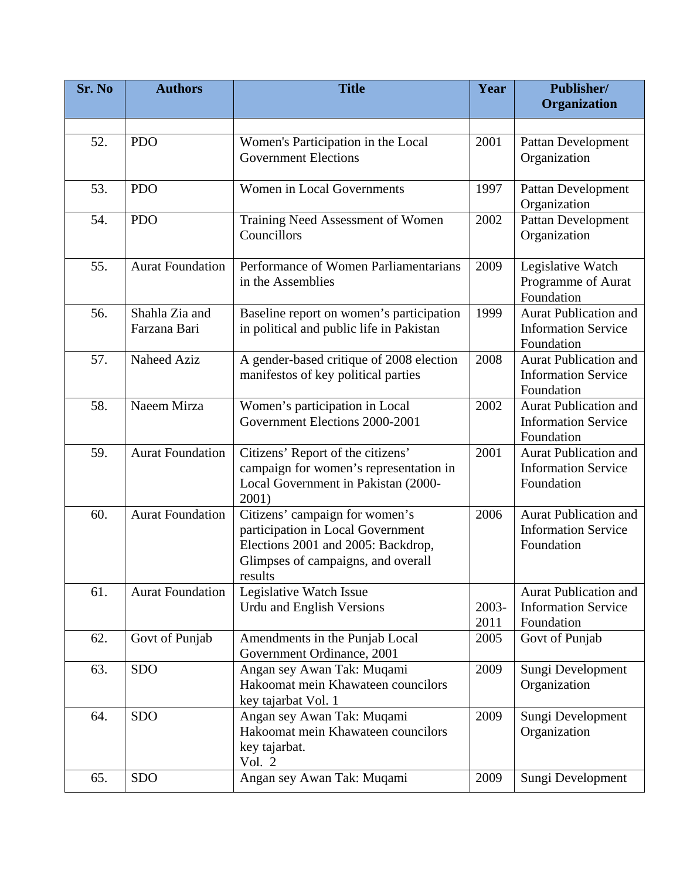| Sr. No | Authors | Title | Year | Publisher/ Organization |
|---|---|---|---|---|
| | | | | |
| 52. | PDO | Women's Participation in the Local Government Elections | 2001 | Pattan Development Organization |
| 53. | PDO | Women in Local Governments | 1997 | Pattan Development Organization |
| 54. | PDO | Training Need Assessment of Women Councillors | 2002 | Pattan Development Organization |
| 55. | Aurat Foundation | Performance of Women Parliamentarians in the Assemblies | 2009 | Legislative Watch Programme of Aurat Foundation |
| 56. | Shahla Zia and Farzana Bari | Baseline report on women's participation in political and public life in Pakistan | 1999 | Aurat Publication and Information Service Foundation |
| 57. | Naheed Aziz | A gender-based critique of 2008 election manifestos of key political parties | 2008 | Aurat Publication and Information Service Foundation |
| 58. | Naeem Mirza | Women's participation in Local Government Elections 2000-2001 | 2002 | Aurat Publication and Information Service Foundation |
| 59. | Aurat Foundation | Citizens' Report of the citizens' campaign for women's representation in Local Government in Pakistan (2000-2001) | 2001 | Aurat Publication and Information Service Foundation |
| 60. | Aurat Foundation | Citizens' campaign for women's participation in Local Government Elections 2001 and 2005: Backdrop, Glimpses of campaigns, and overall results | 2006 | Aurat Publication and Information Service Foundation |
| 61. | Aurat Foundation | Legislative Watch Issue Urdu and English Versions | 2003-2011 | Aurat Publication and Information Service Foundation |
| 62. | Govt of Punjab | Amendments in the Punjab Local Government Ordinance, 2001 | 2005 | Govt of Punjab |
| 63. | SDO | Angan sey Awan Tak: Muqami Hakoomat mein Khawateen councilors key tajarbat Vol. 1 | 2009 | Sungi Development Organization |
| 64. | SDO | Angan sey Awan Tak: Muqami Hakoomat mein Khawateen councilors key tajarbat. Vol. 2 | 2009 | Sungi Development Organization |
| 65. | SDO | Angan sey Awan Tak: Muqami | 2009 | Sungi Development |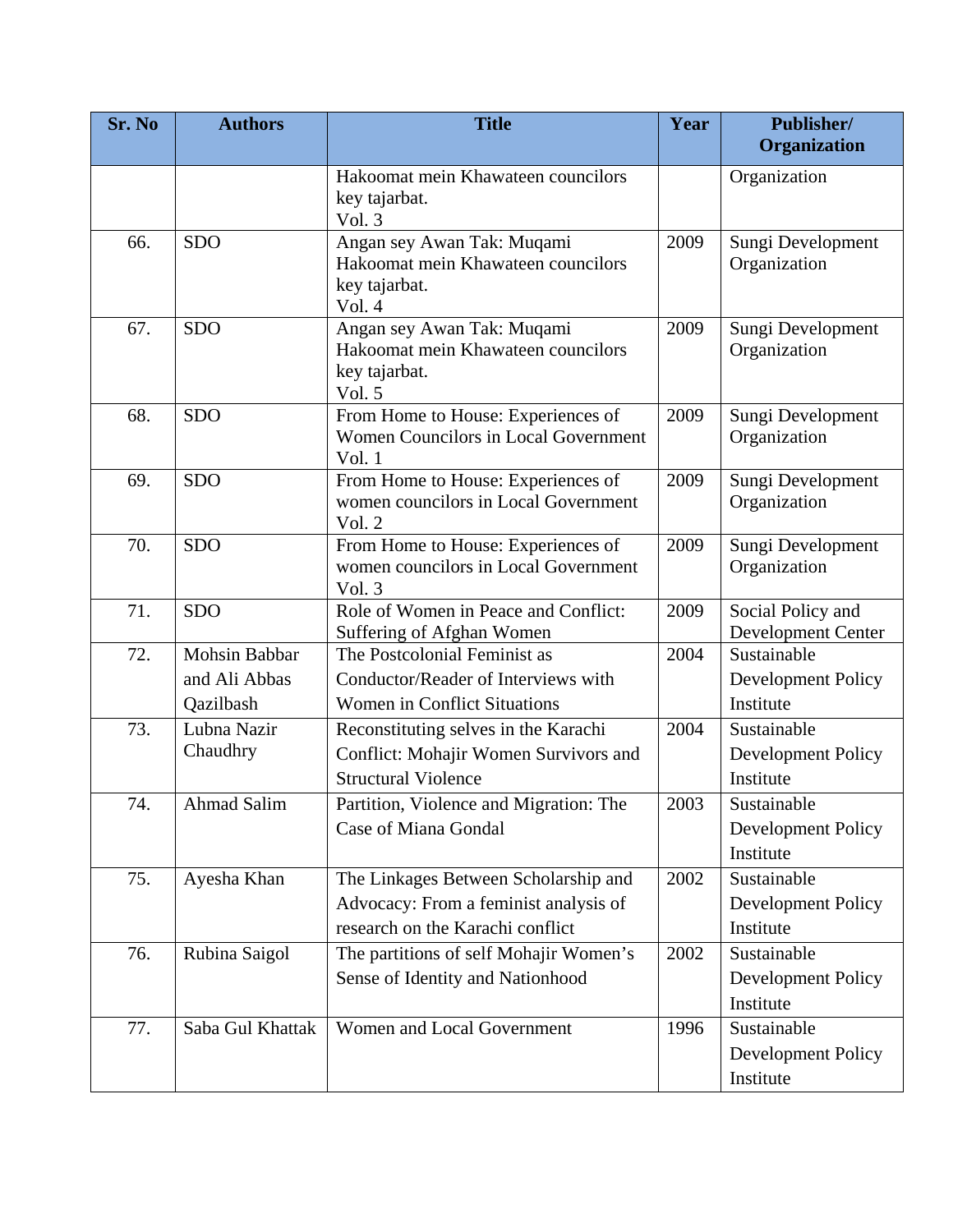| Sr. No | Authors | Title | Year | Publisher/ Organization |
|---|---|---|---|---|
| | | Hakoomat mein Khawateen councilors key tajarbat. Vol. 3 | | Organization |
| 66. | SDO | Angan sey Awan Tak: Muqami Hakoomat mein Khawateen councilors key tajarbat. Vol. 4 | 2009 | Sungi Development Organization |
| 67. | SDO | Angan sey Awan Tak: Muqami Hakoomat mein Khawateen councilors key tajarbat. Vol. 5 | 2009 | Sungi Development Organization |
| 68. | SDO | From Home to House: Experiences of Women Councilors in Local Government Vol. 1 | 2009 | Sungi Development Organization |
| 69. | SDO | From Home to House: Experiences of women councilors in Local Government Vol. 2 | 2009 | Sungi Development Organization |
| 70. | SDO | From Home to House: Experiences of women councilors in Local Government Vol. 3 | 2009 | Sungi Development Organization |
| 71. | SDO | Role of Women in Peace and Conflict: Suffering of Afghan Women | 2009 | Social Policy and Development Center |
| 72. | Mohsin Babbar and Ali Abbas Qazilbash | The Postcolonial Feminist as Conductor/Reader of Interviews with Women in Conflict Situations | 2004 | Sustainable Development Policy Institute |
| 73. | Lubna Nazir Chaudhry | Reconstituting selves in the Karachi Conflict: Mohajir Women Survivors and Structural Violence | 2004 | Sustainable Development Policy Institute |
| 74. | Ahmad Salim | Partition, Violence and Migration: The Case of Miana Gondal | 2003 | Sustainable Development Policy Institute |
| 75. | Ayesha Khan | The Linkages Between Scholarship and Advocacy: From a feminist analysis of research on the Karachi conflict | 2002 | Sustainable Development Policy Institute |
| 76. | Rubina Saigol | The partitions of self Mohajir Women's Sense of Identity and Nationhood | 2002 | Sustainable Development Policy Institute |
| 77. | Saba Gul Khattak | Women and Local Government | 1996 | Sustainable Development Policy Institute |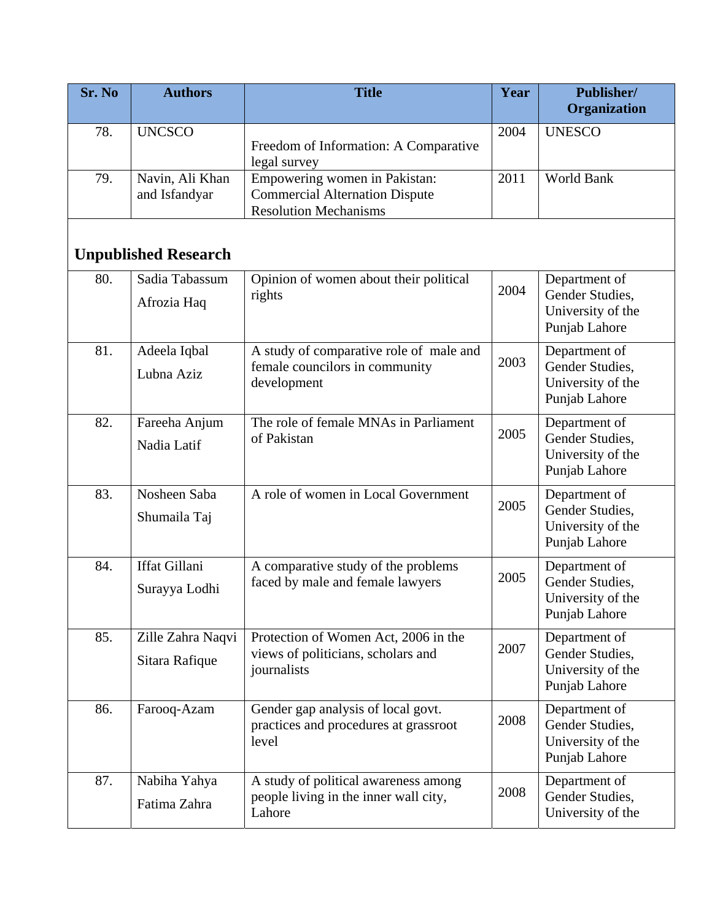| Sr. No | Authors | Title | Year | Publisher/ Organization |
|---|---|---|---|---|
| 78. | UNCSCO | Freedom of Information: A Comparative legal survey | 2004 | UNESCO |
| 79. | Navin, Ali Khan and Isfandyar | Empowering women in Pakistan: Commercial Alternation Dispute Resolution Mechanisms | 2011 | World Bank |
| **Unpublished Research** | | | | |
| 80. | Sadia Tabassum<br>Afrozia Haq | Opinion of women about their political rights | 2004 | Department of Gender Studies, University of the Punjab Lahore |
| 81. | Adeela Iqbal<br>Lubna Aziz | A study of comparative role of male and female councilors in community development | 2003 | Department of Gender Studies, University of the Punjab Lahore |
| 82. | Fareeha Anjum<br>Nadia Latif | The role of female MNAs in Parliament of Pakistan | 2005 | Department of Gender Studies, University of the Punjab Lahore |
| 83. | Nosheen Saba<br>Shumaila Taj | A role of women in Local Government | 2005 | Department of Gender Studies, University of the Punjab Lahore |
| 84. | Iffat Gillani<br>Surayya Lodhi | A comparative study of the problems faced by male and female lawyers | 2005 | Department of Gender Studies, University of the Punjab Lahore |
| 85. | Zille Zahra Naqvi<br>Sitara Rafique | Protection of Women Act, 2006 in the views of politicians, scholars and journalists | 2007 | Department of Gender Studies, University of the Punjab Lahore |
| 86. | Farooq-Azam | Gender gap analysis of local govt. practices and procedures at grassroot level | 2008 | Department of Gender Studies, University of the Punjab Lahore |
| 87. | Nabiha Yahya<br>Fatima Zahra | A study of political awareness among people living in the inner wall city, Lahore | 2008 | Department of Gender Studies, University of the |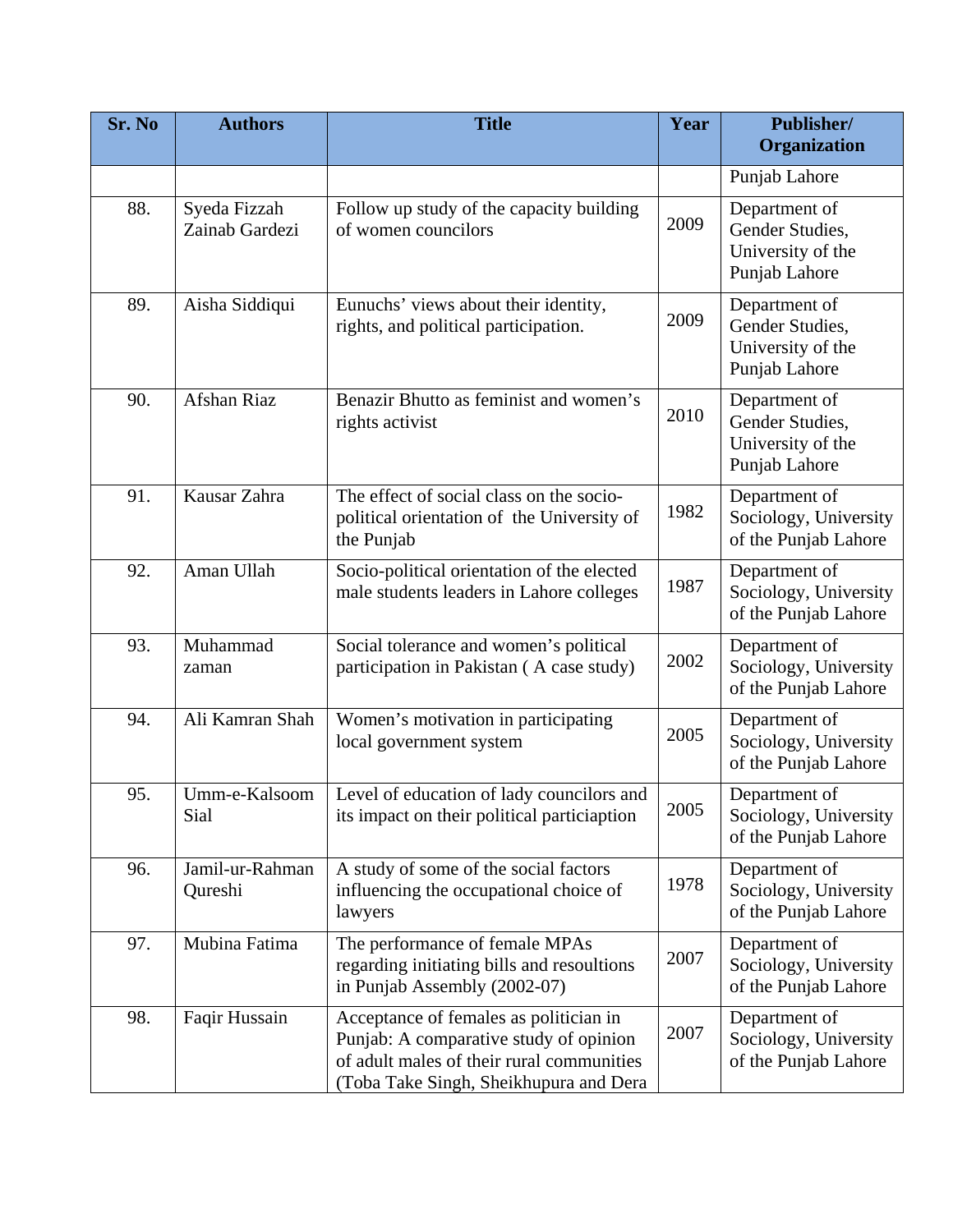| Sr. No | Authors | Title | Year | Publisher/ Organization |
|---|---|---|---|---|
| | | | | Punjab Lahore |
| 88. | Syeda Fizzah Zainab Gardezi | Follow up study of the capacity building of women councilors | 2009 | Department of Gender Studies, University of the Punjab Lahore |
| 89. | Aisha Siddiqui | Eunuchs' views about their identity, rights, and political participation. | 2009 | Department of Gender Studies, University of the Punjab Lahore |
| 90. | Afshan Riaz | Benazir Bhutto as feminist and women's rights activist | 2010 | Department of Gender Studies, University of the Punjab Lahore |
| 91. | Kausar Zahra | The effect of social class on the socio-political orientation of the University of the Punjab | 1982 | Department of Sociology, University of the Punjab Lahore |
| 92. | Aman Ullah | Socio-political orientation of the elected male students leaders in Lahore colleges | 1987 | Department of Sociology, University of the Punjab Lahore |
| 93. | Muhammad zaman | Social tolerance and women's political participation in Pakistan ( A case study) | 2002 | Department of Sociology, University of the Punjab Lahore |
| 94. | Ali Kamran Shah | Women's motivation in participating local government system | 2005 | Department of Sociology, University of the Punjab Lahore |
| 95. | Umm-e-Kalsoom Sial | Level of education of lady councilors and its impact on their political particiaption | 2005 | Department of Sociology, University of the Punjab Lahore |
| 96. | Jamil-ur-Rahman Qureshi | A study of some of the social factors influencing the occupational choice of lawyers | 1978 | Department of Sociology, University of the Punjab Lahore |
| 97. | Mubina Fatima | The performance of female MPAs regarding initiating bills and resoultions in Punjab Assembly (2002-07) | 2007 | Department of Sociology, University of the Punjab Lahore |
| 98. | Faqir Hussain | Acceptance of females as politician in Punjab: A comparative study of opinion of adult males of their rural communities (Toba Take Singh, Sheikhupura and Dera | 2007 | Department of Sociology, University of the Punjab Lahore |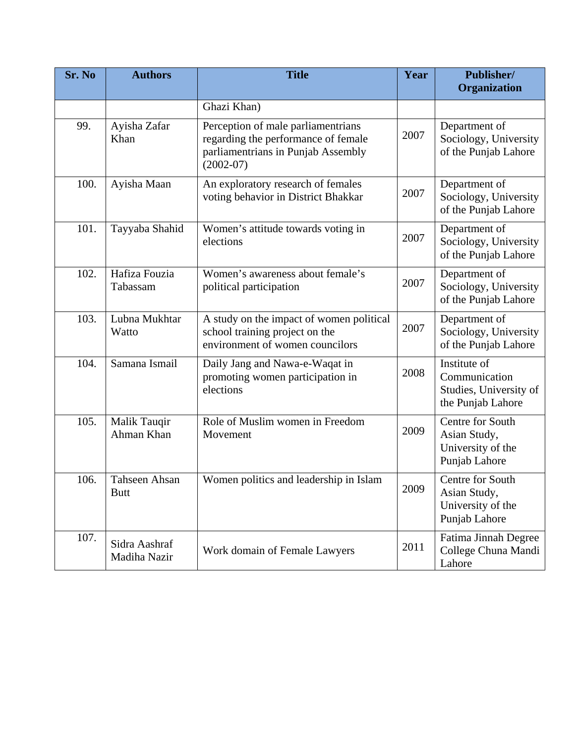| Sr. No | Authors | Title | Year | Publisher/ Organization |
|---|---|---|---|---|
| | | Ghazi Khan) | | |
| 99. | Ayisha Zafar Khan | Perception of male parliamentrians regarding the performance of female parliamentrians in Punjab Assembly (2002-07) | 2007 | Department of Sociology, University of the Punjab Lahore |
| 100. | Ayisha Maan | An exploratory research of females voting behavior in District Bhakkar | 2007 | Department of Sociology, University of the Punjab Lahore |
| 101. | Tayyaba Shahid | Women's attitude towards voting in elections | 2007 | Department of Sociology, University of the Punjab Lahore |
| 102. | Hafiza Fouzia Tabassam | Women's awareness about female's political participation | 2007 | Department of Sociology, University of the Punjab Lahore |
| 103. | Lubna Mukhtar Watto | A study on the impact of women political school training project on the environment of women councilors | 2007 | Department of Sociology, University of the Punjab Lahore |
| 104. | Samana Ismail | Daily Jang and Nawa-e-Waqat in promoting women participation in elections | 2008 | Institute of Communication Studies, University of the Punjab Lahore |
| 105. | Malik Tauqir Ahman Khan | Role of Muslim women in Freedom Movement | 2009 | Centre for South Asian Study, University of the Punjab Lahore |
| 106. | Tahseen Ahsan Butt | Women politics and leadership in Islam | 2009 | Centre for South Asian Study, University of the Punjab Lahore |
| 107. | Sidra Aashraf Madiha Nazir | Work domain of Female Lawyers | 2011 | Fatima Jinnah Degree College Chuna Mandi Lahore |